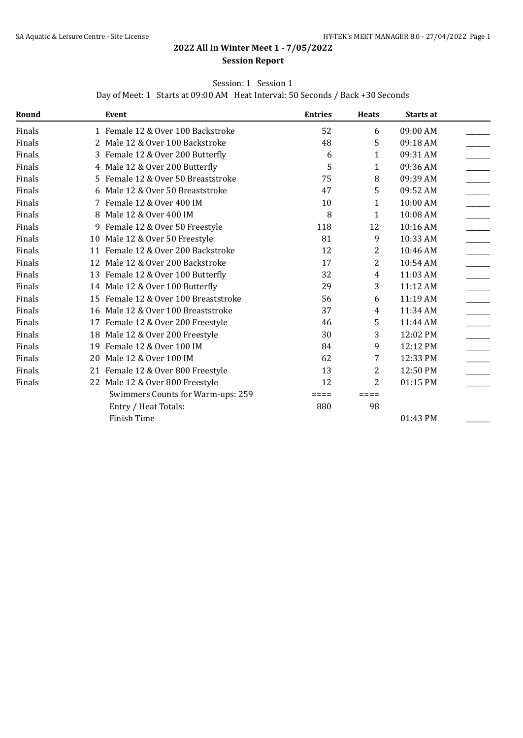## 2022 All In Winter Meet 1 - 7/05/2022

### Session Report

Session: 1 Session 1

Day of Meet: 1 Starts at 09:00 AM Heat Interval: 50 Seconds / Back +30 Seconds

| Round | | Event | Entries | Heats | Starts at | |
|---|---|---|---|---|---|---|
| Finals | 1 | Female 12 & Over 100 Backstroke | 52 | 6 | 09:00 AM | ______ |
| Finals | 2 | Male 12 & Over 100 Backstroke | 48 | 5 | 09:18 AM | ______ |
| Finals | 3 | Female 12 & Over 200 Butterfly | 6 | 1 | 09:31 AM | ______ |
| Finals | 4 | Male 12 & Over 200 Butterfly | 5 | 1 | 09:36 AM | ______ |
| Finals | 5 | Female 12 & Over 50 Breaststroke | 75 | 8 | 09:39 AM | ______ |
| Finals | 6 | Male 12 & Over 50 Breaststroke | 47 | 5 | 09:52 AM | ______ |
| Finals | 7 | Female 12 & Over 400 IM | 10 | 1 | 10:00 AM | ______ |
| Finals | 8 | Male 12 & Over 400 IM | 8 | 1 | 10:08 AM | ______ |
| Finals | 9 | Female 12 & Over 50 Freestyle | 118 | 12 | 10:16 AM | ______ |
| Finals | 10 | Male 12 & Over 50 Freestyle | 81 | 9 | 10:33 AM | ______ |
| Finals | 11 | Female 12 & Over 200 Backstroke | 12 | 2 | 10:46 AM | ______ |
| Finals | 12 | Male 12 & Over 200 Backstroke | 17 | 2 | 10:54 AM | ______ |
| Finals | 13 | Female 12 & Over 100 Butterfly | 32 | 4 | 11:03 AM | ______ |
| Finals | 14 | Male 12 & Over 100 Butterfly | 29 | 3 | 11:12 AM | ______ |
| Finals | 15 | Female 12 & Over 100 Breaststroke | 56 | 6 | 11:19 AM | ______ |
| Finals | 16 | Male 12 & Over 100 Breaststroke | 37 | 4 | 11:34 AM | ______ |
| Finals | 17 | Female 12 & Over 200 Freestyle | 46 | 5 | 11:44 AM | ______ |
| Finals | 18 | Male 12 & Over 200 Freestyle | 30 | 3 | 12:02 PM | ______ |
| Finals | 19 | Female 12 & Over 100 IM | 84 | 9 | 12:12 PM | ______ |
| Finals | 20 | Male 12 & Over 100 IM | 62 | 7 | 12:33 PM | ______ |
| Finals | 21 | Female 12 & Over 800 Freestyle | 13 | 2 | 12:50 PM | ______ |
| Finals | 22 | Male 12 & Over 800 Freestyle | 12 | 2 | 01:15 PM | ______ |
| | | Swimmers Counts for Warm-ups: 259 | ==== | ==== | | |
| | | Entry / Heat Totals: | 880 | 98 | | |
| | | Finish Time | | | 01:43 PM | ______ |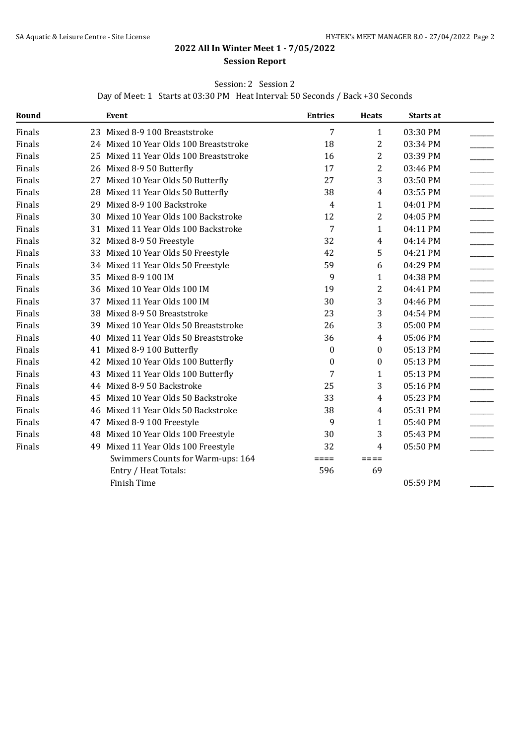# 2022 All In Winter Meet 1 - 7/05/2022

## Session Report

Session: 2 Session 2

Day of Meet: 1 Starts at 03:30 PM Heat Interval: 50 Seconds / Back +30 Seconds

| Round | Event | Entries | Heats | Starts at | |
|---|---|---|---|---|---|
| Finals | 23 Mixed 8-9 100 Breaststroke | 7 | 1 | 03:30 PM | ______ |
| Finals | 24 Mixed 10 Year Olds 100 Breaststroke | 18 | 2 | 03:34 PM | ______ |
| Finals | 25 Mixed 11 Year Olds 100 Breaststroke | 16 | 2 | 03:39 PM | ______ |
| Finals | 26 Mixed 8-9 50 Butterfly | 17 | 2 | 03:46 PM | ______ |
| Finals | 27 Mixed 10 Year Olds 50 Butterfly | 27 | 3 | 03:50 PM | ______ |
| Finals | 28 Mixed 11 Year Olds 50 Butterfly | 38 | 4 | 03:55 PM | ______ |
| Finals | 29 Mixed 8-9 100 Backstroke | 4 | 1 | 04:01 PM | ______ |
| Finals | 30 Mixed 10 Year Olds 100 Backstroke | 12 | 2 | 04:05 PM | ______ |
| Finals | 31 Mixed 11 Year Olds 100 Backstroke | 7 | 1 | 04:11 PM | ______ |
| Finals | 32 Mixed 8-9 50 Freestyle | 32 | 4 | 04:14 PM | ______ |
| Finals | 33 Mixed 10 Year Olds 50 Freestyle | 42 | 5 | 04:21 PM | ______ |
| Finals | 34 Mixed 11 Year Olds 50 Freestyle | 59 | 6 | 04:29 PM | ______ |
| Finals | 35 Mixed 8-9 100 IM | 9 | 1 | 04:38 PM | ______ |
| Finals | 36 Mixed 10 Year Olds 100 IM | 19 | 2 | 04:41 PM | ______ |
| Finals | 37 Mixed 11 Year Olds 100 IM | 30 | 3 | 04:46 PM | ______ |
| Finals | 38 Mixed 8-9 50 Breaststroke | 23 | 3 | 04:54 PM | ______ |
| Finals | 39 Mixed 10 Year Olds 50 Breaststroke | 26 | 3 | 05:00 PM | ______ |
| Finals | 40 Mixed 11 Year Olds 50 Breaststroke | 36 | 4 | 05:06 PM | ______ |
| Finals | 41 Mixed 8-9 100 Butterfly | 0 | 0 | 05:13 PM | ______ |
| Finals | 42 Mixed 10 Year Olds 100 Butterfly | 0 | 0 | 05:13 PM | ______ |
| Finals | 43 Mixed 11 Year Olds 100 Butterfly | 7 | 1 | 05:13 PM | ______ |
| Finals | 44 Mixed 8-9 50 Backstroke | 25 | 3 | 05:16 PM | ______ |
| Finals | 45 Mixed 10 Year Olds 50 Backstroke | 33 | 4 | 05:23 PM | ______ |
| Finals | 46 Mixed 11 Year Olds 50 Backstroke | 38 | 4 | 05:31 PM | ______ |
| Finals | 47 Mixed 8-9 100 Freestyle | 9 | 1 | 05:40 PM | ______ |
| Finals | 48 Mixed 10 Year Olds 100 Freestyle | 30 | 3 | 05:43 PM | ______ |
| Finals | 49 Mixed 11 Year Olds 100 Freestyle | 32 | 4 | 05:50 PM | ______ |
| | Swimmers Counts for Warm-ups: 164 | ==== | ==== | | |
| | Entry / Heat Totals: | 596 | 69 | | |
| | Finish Time | | | 05:59 PM | ______ |